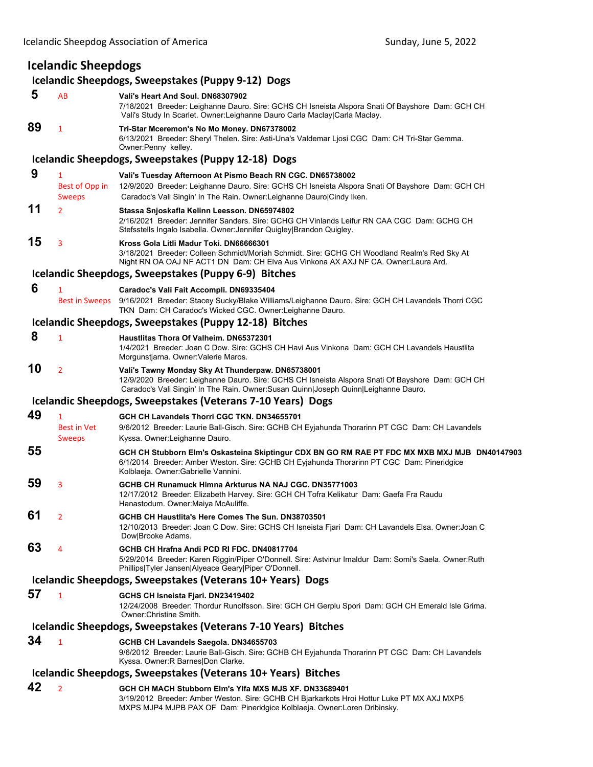# Icelandic Sheepdogs

## Icelandic Sheepdogs, Sweepstakes (Puppy 9-12) Dogs

**5** AB **Vali's Heart And Soul. DN68307902**
7/18/2021 Breeder: Leighanne Dauro. Sire: GCHS CH Isneista Alspora Snati Of Bayshore Dam: GCH CH Vali's Study In Scarlet. Owner:Leighanne Dauro Carla Maclay|Carla Maclay.

**89** 1 **Tri-Star Mceremon's No Mo Money. DN67378002**
6/13/2021 Breeder: Sheryl Thelen. Sire: Asti-Una's Valdemar Ljosi CGC Dam: CH Tri-Star Gemma. Owner:Penny kelley.

## Icelandic Sheepdogs, Sweepstakes (Puppy 12-18) Dogs

**9** 1 Best of Opp in Sweeps **Vali's Tuesday Afternoon At Pismo Beach RN CGC. DN65738002**
12/9/2020 Breeder: Leighanne Dauro. Sire: GCHS CH Isneista Alspora Snati Of Bayshore Dam: GCH CH Caradoc's Vali Singin' In The Rain. Owner:Leighanne Dauro|Cindy Iken.

**11** 2 **Stassa Snjoskafla Kelinn Leesson. DN65974802**
2/16/2021 Breeder: Jennifer Sanders. Sire: GCHG CH Vinlands Leifur RN CAA CGC Dam: GCHG CH Stefsstells Ingalo Isabella. Owner:Jennifer Quigley|Brandon Quigley.

**15** 3 **Kross Gola Litli Madur Toki. DN66666301**
3/18/2021 Breeder: Colleen Schmidt/Moriah Schmidt. Sire: GCHG CH Woodland Realm's Red Sky At Night RN OA OAJ NF ACT1 DN Dam: CH Elva Aus Vinkona AX AXJ NF CA. Owner:Laura Ard.

## Icelandic Sheepdogs, Sweepstakes (Puppy 6-9) Bitches

**6** 1 Best in Sweeps **Caradoc's Vali Fait Accompli. DN69335404**
9/16/2021 Breeder: Stacey Sucky/Blake Williams/Leighanne Dauro. Sire: GCH CH Lavandels Thorri CGC TKN Dam: CH Caradoc's Wicked CGC. Owner:Leighanne Dauro.

## Icelandic Sheepdogs, Sweepstakes (Puppy 12-18) Bitches

**8** 1 **Haustlitas Thora Of Valheim. DN65372301**
1/4/2021 Breeder: Joan C Dow. Sire: GCHS CH Havi Aus Vinkona Dam: GCH CH Lavandels Haustlita Morgunstjarna. Owner:Valerie Maros.

**10** 2 **Vali's Tawny Monday Sky At Thunderpaw. DN65738001**
12/9/2020 Breeder: Leighanne Dauro. Sire: GCHS CH Isneista Alspora Snati Of Bayshore Dam: GCH CH Caradoc's Vali Singin' In The Rain. Owner:Susan Quinn|Joseph Quinn|Leighanne Dauro.

## Icelandic Sheepdogs, Sweepstakes (Veterans 7-10 Years) Dogs

**49** 1 Best in Vet Sweeps **GCH CH Lavandels Thorri CGC TKN. DN34655701**
9/6/2012 Breeder: Laurie Ball-Gisch. Sire: GCHB CH Eyjahunda Thorarinn PT CGC Dam: CH Lavandels Kyssa. Owner:Leighanne Dauro.

**55** **GCH CH Stubborn Elm's Oskasteina Skiptingur CDX BN GO RM RAE PT FDC MX MXB MXJ MJB DN40147903**
6/1/2014 Breeder: Amber Weston. Sire: GCHB CH Eyjahunda Thorarinn PT CGC Dam: Pineridgice Kolblaeja. Owner:Gabrielle Vannini.

**59** 3 **GCHB CH Runamuck Himna Arkturus NA NAJ CGC. DN35771003**
12/17/2012 Breeder: Elizabeth Harvey. Sire: GCH CH Tofra Kelikatur Dam: Gaefa Fra Raudu Hanastodum. Owner:Maiya McAuliffe.

**61** 2 **GCHB CH Haustlita's Here Comes The Sun. DN38703501**
12/10/2013 Breeder: Joan C Dow. Sire: GCHS CH Isneista Fjari Dam: CH Lavandels Elsa. Owner:Joan C Dow|Brooke Adams.

**63** 4 **GCHB CH Hrafna Andi PCD RI FDC. DN40817704**
5/29/2014 Breeder: Karen Riggin/Piper O'Donnell. Sire: Astvinur Imaldur Dam: Somi's Saela. Owner:Ruth Phillips|Tyler Jansen|Alyeace Geary|Piper O'Donnell.

## Icelandic Sheepdogs, Sweepstakes (Veterans 10+ Years) Dogs

**57** 1 **GCHS CH Isneista Fjari. DN23419402**
12/24/2008 Breeder: Thordur Runolfsson. Sire: GCH CH Gerplu Spori Dam: GCH CH Emerald Isle Grima. Owner:Christine Smith.

## Icelandic Sheepdogs, Sweepstakes (Veterans 7-10 Years) Bitches

**34** 1 **GCHB CH Lavandels Saegola. DN34655703**
9/6/2012 Breeder: Laurie Ball-Gisch. Sire: GCHB CH Eyjahunda Thorarinn PT CGC Dam: CH Lavandels Kyssa. Owner:R Barnes|Don Clarke.

## Icelandic Sheepdogs, Sweepstakes (Veterans 10+ Years) Bitches

**42** 2 **GCH CH MACH Stubborn Elm's Ylfa MXS MJS XF. DN33689401**
3/19/2012 Breeder: Amber Weston. Sire: GCHB CH Bjarkarkots Hroi Hottur Luke PT MX AXJ MXP5 MXPS MJP4 MJPB PAX OF Dam: Pineridgice Kolblaeja. Owner:Loren Dribinsky.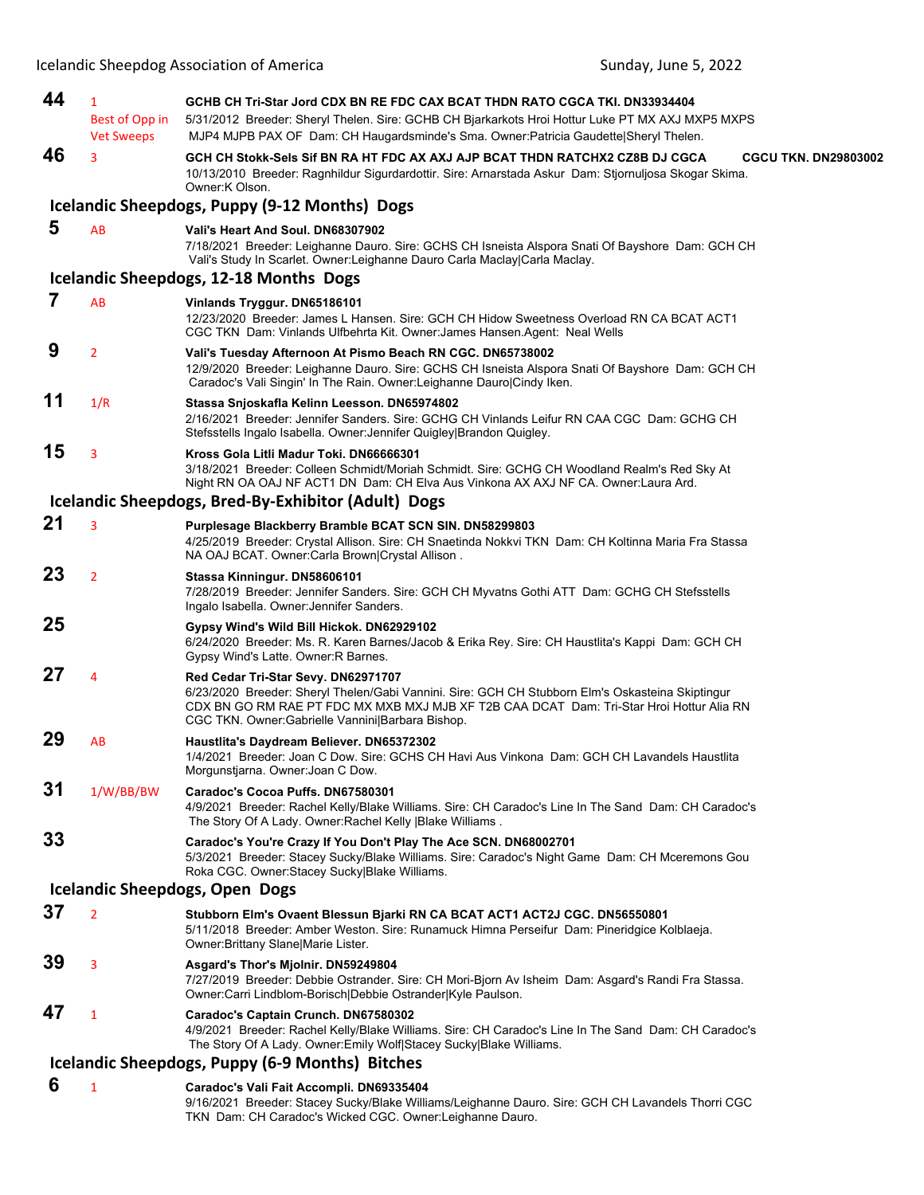**44** 1 Best of Opp in Vet Sweeps — **GCHB CH Tri-Star Jord CDX BN RE FDC CAX BCAT THDN RATO CGCA TKI. DN33934404**
5/31/2012 Breeder: Sheryl Thelen. Sire: GCHB CH Bjarkarkots Hroi Hottur Luke PT MX AXJ MXP5 MXPS MJP4 MJPB PAX OF Dam: CH Haugardsminde's Sma. Owner:Patricia Gaudette|Sheryl Thelen.

**46** 3 — **GCH CH Stokk-Sels Sif BN RA HT FDC AX AXJ AJP BCAT THDN RATCHX2 CZ8B DJ CGCA CGCU TKN. DN29803002**
10/13/2010 Breeder: Ragnhildur Sigurdardottir. Sire: Arnarstada Askur Dam: Stjornuljosa Skogar Skima. Owner:K Olson.

## Icelandic Sheepdogs, Puppy (9-12 Months) Dogs

**5** AB — **Vali's Heart And Soul. DN68307902**
7/18/2021 Breeder: Leighanne Dauro. Sire: GCHS CH Isneista Alspora Snati Of Bayshore Dam: GCH CH Vali's Study In Scarlet. Owner:Leighanne Dauro Carla Maclay|Carla Maclay.

## Icelandic Sheepdogs, 12-18 Months Dogs

**7** AB — **Vinlands Tryggur. DN65186101**
12/23/2020 Breeder: James L Hansen. Sire: GCH CH Hidow Sweetness Overload RN CA BCAT ACT1 CGC TKN Dam: Vinlands Ulfbehrta Kit. Owner:James Hansen.Agent: Neal Wells

**9** 2 — **Vali's Tuesday Afternoon At Pismo Beach RN CGC. DN65738002**
12/9/2020 Breeder: Leighanne Dauro. Sire: GCHS CH Isneista Alspora Snati Of Bayshore Dam: GCH CH Caradoc's Vali Singin' In The Rain. Owner:Leighanne Dauro|Cindy Iken.

**11** 1/R — **Stassa Snjoskafla Kelinn Leesson. DN65974802**
2/16/2021 Breeder: Jennifer Sanders. Sire: GCHG CH Vinlands Leifur RN CAA CGC Dam: GCHG CH Stefsstells Ingalo Isabella. Owner:Jennifer Quigley|Brandon Quigley.

**15** 3 — **Kross Gola Litli Madur Toki. DN66666301**
3/18/2021 Breeder: Colleen Schmidt/Moriah Schmidt. Sire: GCHG CH Woodland Realm's Red Sky At Night RN OA OAJ NF ACT1 DN Dam: CH Elva Aus Vinkona AX AXJ NF CA. Owner:Laura Ard.

## Icelandic Sheepdogs, Bred-By-Exhibitor (Adult) Dogs

**21** 3 — **Purplesage Blackberry Bramble BCAT SCN SIN. DN58299803**
4/25/2019 Breeder: Crystal Allison. Sire: CH Snaetinda Nokkvi TKN Dam: CH Koltinna Maria Fra Stassa NA OAJ BCAT. Owner:Carla Brown|Crystal Allison .

**23** 2 — **Stassa Kinningur. DN58606101**
7/28/2019 Breeder: Jennifer Sanders. Sire: GCH CH Myvatns Gothi ATT Dam: GCHG CH Stefsstells Ingalo Isabella. Owner:Jennifer Sanders.

**25** — **Gypsy Wind's Wild Bill Hickok. DN62929102**
6/24/2020 Breeder: Ms. R. Karen Barnes/Jacob & Erika Rey. Sire: CH Haustlita's Kappi Dam: GCH CH Gypsy Wind's Latte. Owner:R Barnes.

**27** 4 — **Red Cedar Tri-Star Sevy. DN62971707**
6/23/2020 Breeder: Sheryl Thelen/Gabi Vannini. Sire: GCH CH Stubborn Elm's Oskasteina Skiptingur CDX BN GO RM RAE PT FDC MX MXB MXJ MJB XF T2B CAA DCAT Dam: Tri-Star Hroi Hottur Alia RN CGC TKN. Owner:Gabrielle Vannini|Barbara Bishop.

**29** AB — **Haustlita's Daydream Believer. DN65372302**
1/4/2021 Breeder: Joan C Dow. Sire: GCHS CH Havi Aus Vinkona Dam: GCH CH Lavandels Haustlita Morgunstjarna. Owner:Joan C Dow.

**31** 1/W/BB/BW — **Caradoc's Cocoa Puffs. DN67580301**
4/9/2021 Breeder: Rachel Kelly/Blake Williams. Sire: CH Caradoc's Line In The Sand Dam: CH Caradoc's The Story Of A Lady. Owner:Rachel Kelly |Blake Williams .

**33** — **Caradoc's You're Crazy If You Don't Play The Ace SCN. DN68002701**
5/3/2021 Breeder: Stacey Sucky/Blake Williams. Sire: Caradoc's Night Game Dam: CH Mceremons Gou Roka CGC. Owner:Stacey Sucky|Blake Williams.

## Icelandic Sheepdogs, Open Dogs

**37** 2 — **Stubborn Elm's Ovaent Blessun Bjarki RN CA BCAT ACT1 ACT2J CGC. DN56550801**
5/11/2018 Breeder: Amber Weston. Sire: Runamuck Himna Perseifur Dam: Pineridgice Kolblaeja. Owner:Brittany Slane|Marie Lister.

**39** 3 — **Asgard's Thor's Mjolnir. DN59249804**
7/27/2019 Breeder: Debbie Ostrander. Sire: CH Mori-Bjorn Av Isheim Dam: Asgard's Randi Fra Stassa. Owner:Carri Lindblom-Borisch|Debbie Ostrander|Kyle Paulson.

**47** 1 — **Caradoc's Captain Crunch. DN67580302**
4/9/2021 Breeder: Rachel Kelly/Blake Williams. Sire: CH Caradoc's Line In The Sand Dam: CH Caradoc's The Story Of A Lady. Owner:Emily Wolf|Stacey Sucky|Blake Williams.

## Icelandic Sheepdogs, Puppy (6-9 Months) Bitches

**6** 1 — **Caradoc's Vali Fait Accompli. DN69335404**
9/16/2021 Breeder: Stacey Sucky/Blake Williams/Leighanne Dauro. Sire: GCH CH Lavandels Thorri CGC TKN Dam: CH Caradoc's Wicked CGC. Owner:Leighanne Dauro.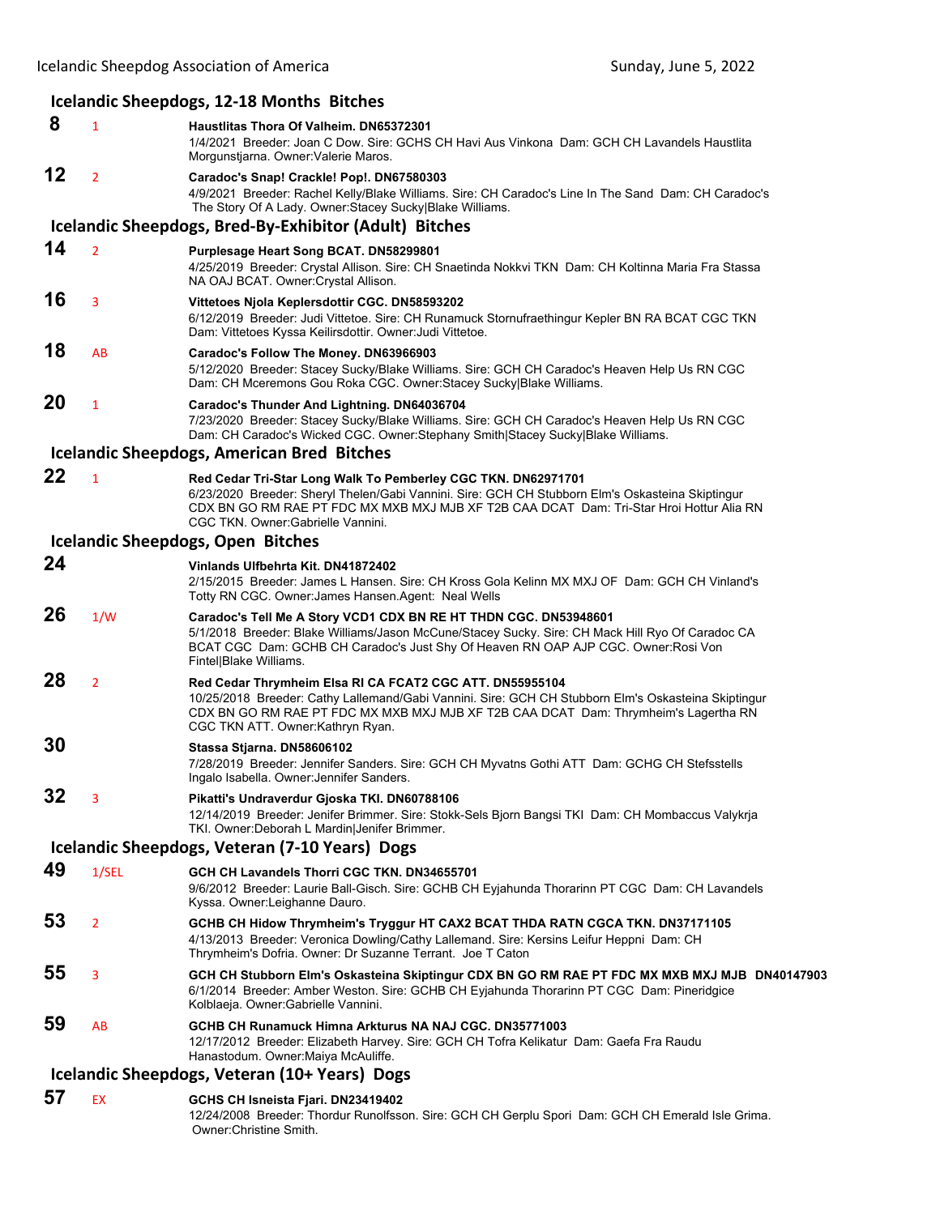### Icelandic Sheepdogs, 12-18 Months Bitches

**8** 1 **Haustlitas Thora Of Valheim. DN65372301**
1/4/2021 Breeder: Joan C Dow. Sire: GCHS CH Havi Aus Vinkona Dam: GCH CH Lavandels Haustlita Morgunstjarna. Owner:Valerie Maros.

**12** 2 **Caradoc's Snap! Crackle! Pop!. DN67580303**
4/9/2021 Breeder: Rachel Kelly/Blake Williams. Sire: CH Caradoc's Line In The Sand Dam: CH Caradoc's The Story Of A Lady. Owner:Stacey Sucky|Blake Williams.

### Icelandic Sheepdogs, Bred-By-Exhibitor (Adult) Bitches

**14** 2 **Purplesage Heart Song BCAT. DN58299801**
4/25/2019 Breeder: Crystal Allison. Sire: CH Snaetinda Nokkvi TKN Dam: CH Koltinna Maria Fra Stassa NA OAJ BCAT. Owner:Crystal Allison.

**16** 3 **Vittetoes Njola Keplersdottir CGC. DN58593202**
6/12/2019 Breeder: Judi Vittetoe. Sire: CH Runamuck Stornufraethingur Kepler BN RA BCAT CGC TKN Dam: Vittetoes Kyssa Keilirsdottir. Owner:Judi Vittetoe.

**18** AB **Caradoc's Follow The Money. DN63966903**
5/12/2020 Breeder: Stacey Sucky/Blake Williams. Sire: GCH CH Caradoc's Heaven Help Us RN CGC Dam: CH Mceremons Gou Roka CGC. Owner:Stacey Sucky|Blake Williams.

**20** 1 **Caradoc's Thunder And Lightning. DN64036704**
7/23/2020 Breeder: Stacey Sucky/Blake Williams. Sire: GCH CH Caradoc's Heaven Help Us RN CGC Dam: CH Caradoc's Wicked CGC. Owner:Stephany Smith|Stacey Sucky|Blake Williams.

### Icelandic Sheepdogs, American Bred Bitches

**22** 1 **Red Cedar Tri-Star Long Walk To Pemberley CGC TKN. DN62971701**
6/23/2020 Breeder: Sheryl Thelen/Gabi Vannini. Sire: GCH CH Stubborn Elm's Oskasteina Skiptingur CDX BN GO RM RAE PT FDC MX MXB MXJ MJB XF T2B CAA DCAT Dam: Tri-Star Hroi Hottur Alia RN CGC TKN. Owner:Gabrielle Vannini.

### Icelandic Sheepdogs, Open Bitches

**24** **Vinlands Ulfbehrta Kit. DN41872402**
2/15/2015 Breeder: James L Hansen. Sire: CH Kross Gola Kelinn MX MXJ OF Dam: GCH CH Vinland's Totty RN CGC. Owner:James Hansen.Agent: Neal Wells

**26** 1/W **Caradoc's Tell Me A Story VCD1 CDX BN RE HT THDN CGC. DN53948601**
5/1/2018 Breeder: Blake Williams/Jason McCune/Stacey Sucky. Sire: CH Mack Hill Ryo Of Caradoc CA BCAT CGC Dam: GCHB CH Caradoc's Just Shy Of Heaven RN OAP AJP CGC. Owner:Rosi Von Fintel|Blake Williams.

**28** 2 **Red Cedar Thrymheim Elsa RI CA FCAT2 CGC ATT. DN55955104**
10/25/2018 Breeder: Cathy Lallemand/Gabi Vannini. Sire: GCH CH Stubborn Elm's Oskasteina Skiptingur CDX BN GO RM RAE PT FDC MX MXB MXJ MJB XF T2B CAA DCAT Dam: Thrymheim's Lagertha RN CGC TKN ATT. Owner:Kathryn Ryan.

**30** **Stassa Stjarna. DN58606102**
7/28/2019 Breeder: Jennifer Sanders. Sire: GCH CH Myvatns Gothi ATT Dam: GCHG CH Stefsstells Ingalo Isabella. Owner:Jennifer Sanders.

**32** 3 **Pikatti's Undraverdur Gjoska TKI. DN60788106**
12/14/2019 Breeder: Jenifer Brimmer. Sire: Stokk-Sels Bjorn Bangsi TKI Dam: CH Mombaccus Valykrja TKI. Owner:Deborah L Mardin|Jenifer Brimmer.

### Icelandic Sheepdogs, Veteran (7-10 Years) Dogs

**49** 1/SEL **GCH CH Lavandels Thorri CGC TKN. DN34655701**
9/6/2012 Breeder: Laurie Ball-Gisch. Sire: GCHB CH Eyjahunda Thorarinn PT CGC Dam: CH Lavandels Kyssa. Owner:Leighanne Dauro.

**53** 2 **GCHB CH Hidow Thrymheim's Tryggur HT CAX2 BCAT THDA RATN CGCA TKN. DN37171105**
4/13/2013 Breeder: Veronica Dowling/Cathy Lallemand. Sire: Kersins Leifur Heppni Dam: CH Thrymheim's Dofria. Owner: Dr Suzanne Terrant. Joe T Caton

**55** 3 **GCH CH Stubborn Elm's Oskasteina Skiptingur CDX BN GO RM RAE PT FDC MX MXB MXJ MJB DN40147903**
6/1/2014 Breeder: Amber Weston. Sire: GCHB CH Eyjahunda Thorarinn PT CGC Dam: Pineridgice Kolblaeja. Owner:Gabrielle Vannini.

**59** AB **GCHB CH Runamuck Himna Arkturus NA NAJ CGC. DN35771003**
12/17/2012 Breeder: Elizabeth Harvey. Sire: GCH CH Tofra Kelikatur Dam: Gaefa Fra Raudu Hanastodum. Owner:Maiya McAuliffe.

### Icelandic Sheepdogs, Veteran (10+ Years) Dogs

**57** EX **GCHS CH Isneista Fjari. DN23419402**
12/24/2008 Breeder: Thordur Runolfsson. Sire: GCH CH Gerplu Spori Dam: GCH CH Emerald Isle Grima. Owner:Christine Smith.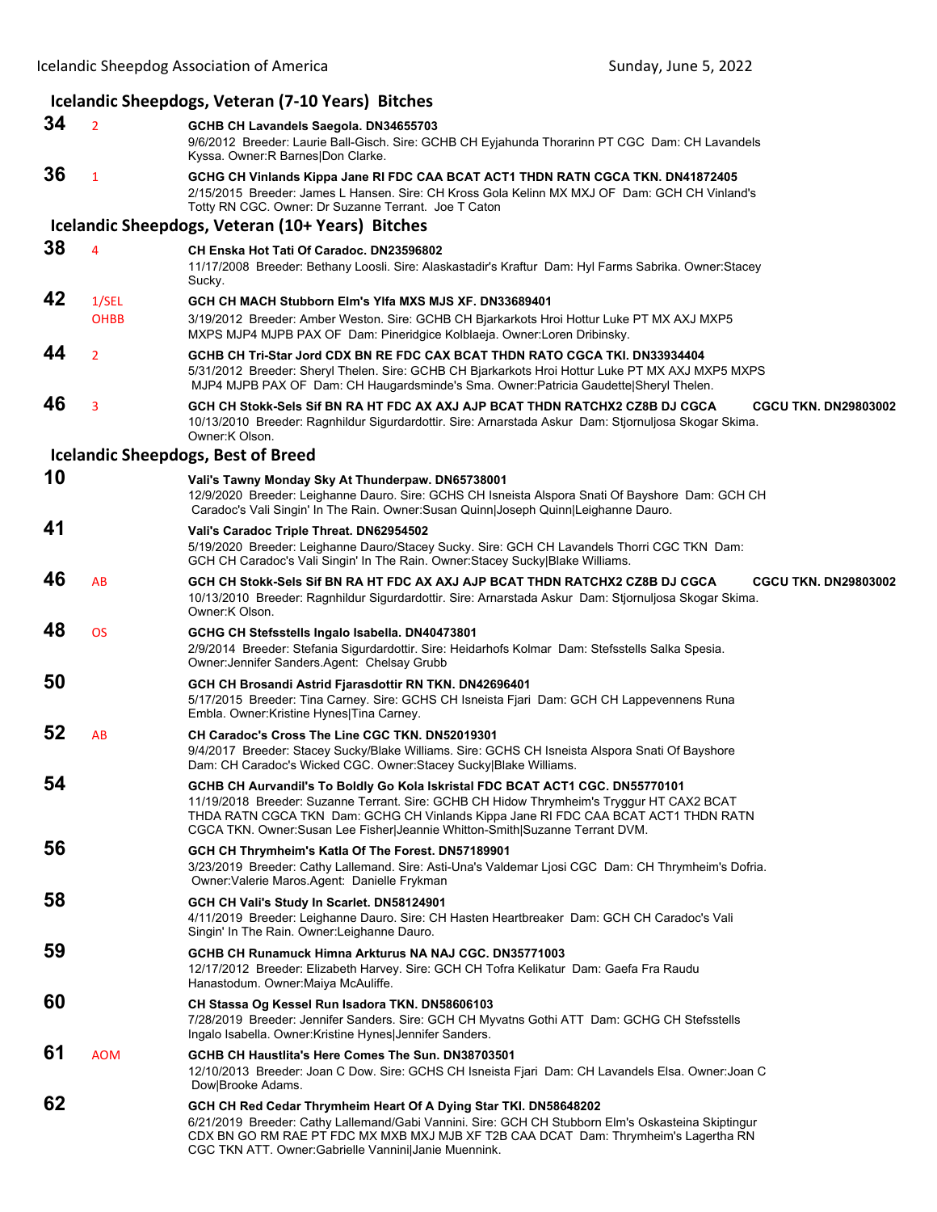## Icelandic Sheepdogs, Veteran (7-10 Years) Bitches

**34** 2 **GCHB CH Lavandels Saegola. DN34655703**
9/6/2012 Breeder: Laurie Ball-Gisch. Sire: GCHB CH Eyjahunda Thorarinn PT CGC Dam: CH Lavandels Kyssa. Owner:R Barnes|Don Clarke.

**36** 1 **GCHG CH Vinlands Kippa Jane RI FDC CAA BCAT ACT1 THDN RATN CGCA TKN. DN41872405**
2/15/2015 Breeder: James L Hansen. Sire: CH Kross Gola Kelinn MX MXJ OF Dam: GCH CH Vinland's Totty RN CGC. Owner: Dr Suzanne Terrant. Joe T Caton

## Icelandic Sheepdogs, Veteran (10+ Years) Bitches

**38** 4 **CH Enska Hot Tati Of Caradoc. DN23596802**
11/17/2008 Breeder: Bethany Loosli. Sire: Alaskastadir's Kraftur Dam: Hyl Farms Sabrika. Owner:Stacey Sucky.

**42** 1/SEL OHBB **GCH CH MACH Stubborn Elm's Ylfa MXS MJS XF. DN33689401**
3/19/2012 Breeder: Amber Weston. Sire: GCHB CH Bjarkarkots Hroi Hottur Luke PT MX AXJ MXP5 MXPS MJP4 MJPB PAX OF Dam: Pineridgice Kolblaeja. Owner:Loren Dribinsky.

**44** 2 **GCHB CH Tri-Star Jord CDX BN RE FDC CAX BCAT THDN RATO CGCA TKI. DN33934404**
5/31/2012 Breeder: Sheryl Thelen. Sire: GCHB CH Bjarkarkots Hroi Hottur Luke PT MX AXJ MXP5 MXPS MJP4 MJPB PAX OF Dam: CH Haugardsminde's Sma. Owner:Patricia Gaudette|Sheryl Thelen.

**46** 3 **GCH CH Stokk-Sels Sif BN RA HT FDC AX AXJ AJP BCAT THDN RATCHX2 CZ8B DJ CGCA CGCU TKN. DN29803002**
10/13/2010 Breeder: Ragnhildur Sigurdardottir. Sire: Arnarstada Askur Dam: Stjornuljosa Skogar Skima. Owner:K Olson.

## Icelandic Sheepdogs, Best of Breed

**10** **Vali's Tawny Monday Sky At Thunderpaw. DN65738001**
12/9/2020 Breeder: Leighanne Dauro. Sire: GCHS CH Isneista Alspora Snati Of Bayshore Dam: GCH CH Caradoc's Vali Singin' In The Rain. Owner:Susan Quinn|Joseph Quinn|Leighanne Dauro.

**41** **Vali's Caradoc Triple Threat. DN62954502**
5/19/2020 Breeder: Leighanne Dauro/Stacey Sucky. Sire: GCH CH Lavandels Thorri CGC TKN Dam: GCH CH Caradoc's Vali Singin' In The Rain. Owner:Stacey Sucky|Blake Williams.

**46** AB **GCH CH Stokk-Sels Sif BN RA HT FDC AX AXJ AJP BCAT THDN RATCHX2 CZ8B DJ CGCA CGCU TKN. DN29803002**
10/13/2010 Breeder: Ragnhildur Sigurdardottir. Sire: Arnarstada Askur Dam: Stjornuljosa Skogar Skima. Owner:K Olson.

**48** OS **GCHG CH Stefsstells Ingalo Isabella. DN40473801**
2/9/2014 Breeder: Stefania Sigurdardottir. Sire: Heidarhofs Kolmar Dam: Stefsstells Salka Spesia. Owner:Jennifer Sanders.Agent: Chelsay Grubb

**50** **GCH CH Brosandi Astrid Fjarasdottir RN TKN. DN42696401**
5/17/2015 Breeder: Tina Carney. Sire: GCHS CH Isneista Fjari Dam: GCH CH Lappevennens Runa Embla. Owner:Kristine Hynes|Tina Carney.

**52** AB **CH Caradoc's Cross The Line CGC TKN. DN52019301**
9/4/2017 Breeder: Stacey Sucky/Blake Williams. Sire: GCHS CH Isneista Alspora Snati Of Bayshore Dam: CH Caradoc's Wicked CGC. Owner:Stacey Sucky|Blake Williams.

**54** **GCHB CH Aurvandil's To Boldly Go Kola Iskristal FDC BCAT ACT1 CGC. DN55770101**
11/19/2018 Breeder: Suzanne Terrant. Sire: GCHB CH Hidow Thrymheim's Tryggur HT CAX2 BCAT THDA RATN CGCA TKN Dam: GCHG CH Vinlands Kippa Jane RI FDC CAA BCAT ACT1 THDN RATN CGCA TKN. Owner:Susan Lee Fisher|Jeannie Whitton-Smith|Suzanne Terrant DVM.

**56** **GCH CH Thrymheim's Katla Of The Forest. DN57189901**
3/23/2019 Breeder: Cathy Lallemand. Sire: Asti-Una's Valdemar Ljosi CGC Dam: CH Thrymheim's Dofria. Owner:Valerie Maros.Agent: Danielle Frykman

**58** **GCH CH Vali's Study In Scarlet. DN58124901**
4/11/2019 Breeder: Leighanne Dauro. Sire: CH Hasten Heartbreaker Dam: GCH CH Caradoc's Vali Singin' In The Rain. Owner:Leighanne Dauro.

**59** **GCHB CH Runamuck Himna Arkturus NA NAJ CGC. DN35771003**
12/17/2012 Breeder: Elizabeth Harvey. Sire: GCH CH Tofra Kelikatur Dam: Gaefa Fra Raudu Hanastodum. Owner:Maiya McAuliffe.

**60** **CH Stassa Og Kessel Run Isadora TKN. DN58606103**
7/28/2019 Breeder: Jennifer Sanders. Sire: GCH CH Myvatns Gothi ATT Dam: GCHG CH Stefsstells Ingalo Isabella. Owner:Kristine Hynes|Jennifer Sanders.

**61** AOM **GCHB CH Haustlita's Here Comes The Sun. DN38703501**
12/10/2013 Breeder: Joan C Dow. Sire: GCHS CH Isneista Fjari Dam: CH Lavandels Elsa. Owner:Joan C Dow|Brooke Adams.

**62** **GCH CH Red Cedar Thrymheim Heart Of A Dying Star TKI. DN58648202**
6/21/2019 Breeder: Cathy Lallemand/Gabi Vannini. Sire: GCH CH Stubborn Elm's Oskasteina Skiptingur CDX BN GO RM RAE PT FDC MX MXB MXJ MJB XF T2B CAA DCAT Dam: Thrymheim's Lagertha RN CGC TKN ATT. Owner:Gabrielle Vannini|Janie Muennink.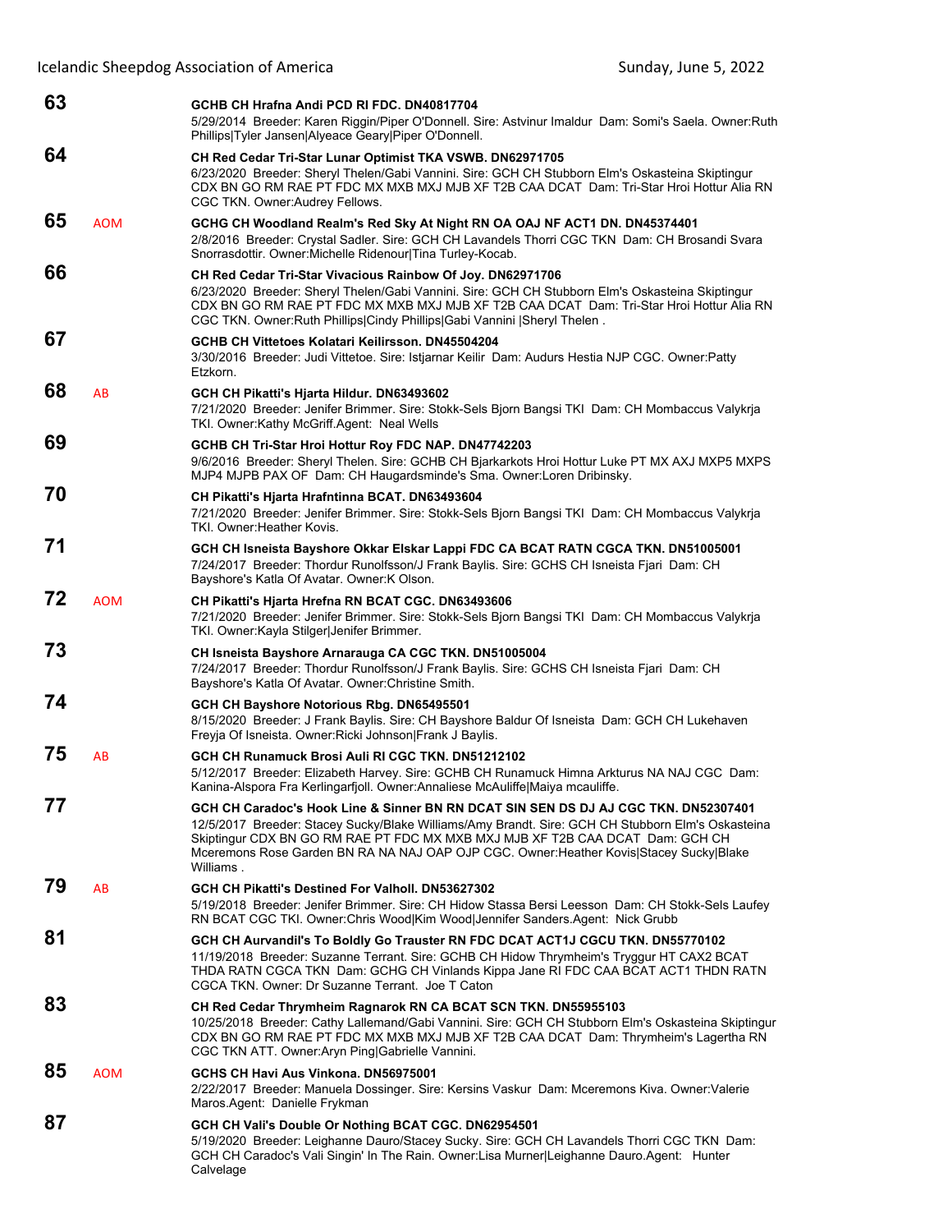**63** **GCHB CH Hrafna Andi PCD RI FDC. DN40817704**
5/29/2014 Breeder: Karen Riggin/Piper O'Donnell. Sire: Astvinur Imaldur Dam: Somi's Saela. Owner:Ruth Phillips|Tyler Jansen|Alyeace Geary|Piper O'Donnell.

**64** **CH Red Cedar Tri-Star Lunar Optimist TKA VSWB. DN62971705**
6/23/2020 Breeder: Sheryl Thelen/Gabi Vannini. Sire: GCH CH Stubborn Elm's Oskasteina Skiptingur CDX BN GO RM RAE PT FDC MX MXB MXJ MJB XF T2B CAA DCAT Dam: Tri-Star Hroi Hottur Alia RN CGC TKN. Owner:Audrey Fellows.

**65** AOM **GCHG CH Woodland Realm's Red Sky At Night RN OA OAJ NF ACT1 DN. DN45374401**
2/8/2016 Breeder: Crystal Sadler. Sire: GCH CH Lavandels Thorri CGC TKN Dam: CH Brosandi Svara Snorrasdottir. Owner:Michelle Ridenour|Tina Turley-Kocab.

**66** **CH Red Cedar Tri-Star Vivacious Rainbow Of Joy. DN62971706**
6/23/2020 Breeder: Sheryl Thelen/Gabi Vannini. Sire: GCH CH Stubborn Elm's Oskasteina Skiptingur CDX BN GO RM RAE PT FDC MX MXB MXJ MJB XF T2B CAA DCAT Dam: Tri-Star Hroi Hottur Alia RN CGC TKN. Owner:Ruth Phillips|Cindy Phillips|Gabi Vannini |Sheryl Thelen .

**67** **GCHB CH Vittetoes Kolatari Keilirsson. DN45504204**
3/30/2016 Breeder: Judi Vittetoe. Sire: Istjarnar Keilir Dam: Audurs Hestia NJP CGC. Owner:Patty Etzkorn.

**68** AB **GCH CH Pikatti's Hjarta Hildur. DN63493602**
7/21/2020 Breeder: Jenifer Brimmer. Sire: Stokk-Sels Bjorn Bangsi TKI Dam: CH Mombaccus Valykrja TKI. Owner:Kathy McGriff.Agent: Neal Wells

**69** **GCHB CH Tri-Star Hroi Hottur Roy FDC NAP. DN47742203**
9/6/2016 Breeder: Sheryl Thelen. Sire: GCHB CH Bjarkarkots Hroi Hottur Luke PT MX AXJ MXP5 MXPS MJP4 MJPB PAX OF Dam: CH Haugardsminde's Sma. Owner:Loren Dribinsky.

**70** **CH Pikatti's Hjarta Hrafntinna BCAT. DN63493604**
7/21/2020 Breeder: Jenifer Brimmer. Sire: Stokk-Sels Bjorn Bangsi TKI Dam: CH Mombaccus Valykrja TKI. Owner:Heather Kovis.

**71** **GCH CH Isneista Bayshore Okkar Elskar Lappi FDC CA BCAT RATN CGCA TKN. DN51005001**
7/24/2017 Breeder: Thordur Runolfsson/J Frank Baylis. Sire: GCHS CH Isneista Fjari Dam: CH Bayshore's Katla Of Avatar. Owner:K Olson.

**72** AOM **CH Pikatti's Hjarta Hrefna RN BCAT CGC. DN63493606**
7/21/2020 Breeder: Jenifer Brimmer. Sire: Stokk-Sels Bjorn Bangsi TKI Dam: CH Mombaccus Valykrja TKI. Owner:Kayla Stilger|Jenifer Brimmer.

**73** **CH Isneista Bayshore Arnarauga CA CGC TKN. DN51005004**
7/24/2017 Breeder: Thordur Runolfsson/J Frank Baylis. Sire: GCHS CH Isneista Fjari Dam: CH Bayshore's Katla Of Avatar. Owner:Christine Smith.

**74** **GCH CH Bayshore Notorious Rbg. DN65495501**
8/15/2020 Breeder: J Frank Baylis. Sire: CH Bayshore Baldur Of Isneista Dam: GCH CH Lukehaven Freyja Of Isneista. Owner:Ricki Johnson|Frank J Baylis.

**75** AB **GCH CH Runamuck Brosi Auli RI CGC TKN. DN51212102**
5/12/2017 Breeder: Elizabeth Harvey. Sire: GCHB CH Runamuck Himna Arkturus NA NAJ CGC Dam: Kanina-Alspora Fra Kerlingarfjoll. Owner:Annaliese McAuliffe|Maiya mcauliffe.

**77** **GCH CH Caradoc's Hook Line & Sinner BN RN DCAT SIN SEN DS DJ AJ CGC TKN. DN52307401**
12/5/2017 Breeder: Stacey Sucky/Blake Williams/Amy Brandt. Sire: GCH CH Stubborn Elm's Oskasteina Skiptingur CDX BN GO RM RAE PT FDC MX MXB MXJ MJB XF T2B CAA DCAT Dam: GCH CH Mceremons Rose Garden BN RA NA NAJ OAP OJP CGC. Owner:Heather Kovis|Stacey Sucky|Blake Williams .

**79** AB **GCH CH Pikatti's Destined For Valholl. DN53627302**
5/19/2018 Breeder: Jenifer Brimmer. Sire: CH Hidow Stassa Bersi Leesson Dam: CH Stokk-Sels Laufey RN BCAT CGC TKI. Owner:Chris Wood|Kim Wood|Jennifer Sanders.Agent: Nick Grubb

**81** **GCH CH Aurvandil's To Boldly Go Trauster RN FDC DCAT ACT1J CGCU TKN. DN55770102**
11/19/2018 Breeder: Suzanne Terrant. Sire: GCHB CH Hidow Thrymheim's Tryggur HT CAX2 BCAT THDA RATN CGCA TKN Dam: GCHG CH Vinlands Kippa Jane RI FDC CAA BCAT ACT1 THDN RATN CGCA TKN. Owner: Dr Suzanne Terrant. Joe T Caton

**83** **CH Red Cedar Thrymheim Ragnarok RN CA BCAT SCN TKN. DN55955103**
10/25/2018 Breeder: Cathy Lallemand/Gabi Vannini. Sire: GCH CH Stubborn Elm's Oskasteina Skiptingur CDX BN GO RM RAE PT FDC MX MXB MXJ MJB XF T2B CAA DCAT Dam: Thrymheim's Lagertha RN CGC TKN ATT. Owner:Aryn Ping|Gabrielle Vannini.

**85** AOM **GCHS CH Havi Aus Vinkona. DN56975001**
2/22/2017 Breeder: Manuela Dossinger. Sire: Kersins Vaskur Dam: Mceremons Kiva. Owner:Valerie Maros.Agent: Danielle Frykman

**87** **GCH CH Vali's Double Or Nothing BCAT CGC. DN62954501**
5/19/2020 Breeder: Leighanne Dauro/Stacey Sucky. Sire: GCH CH Lavandels Thorri CGC TKN Dam: GCH CH Caradoc's Vali Singin' In The Rain. Owner:Lisa Murner|Leighanne Dauro.Agent: Hunter Calvelage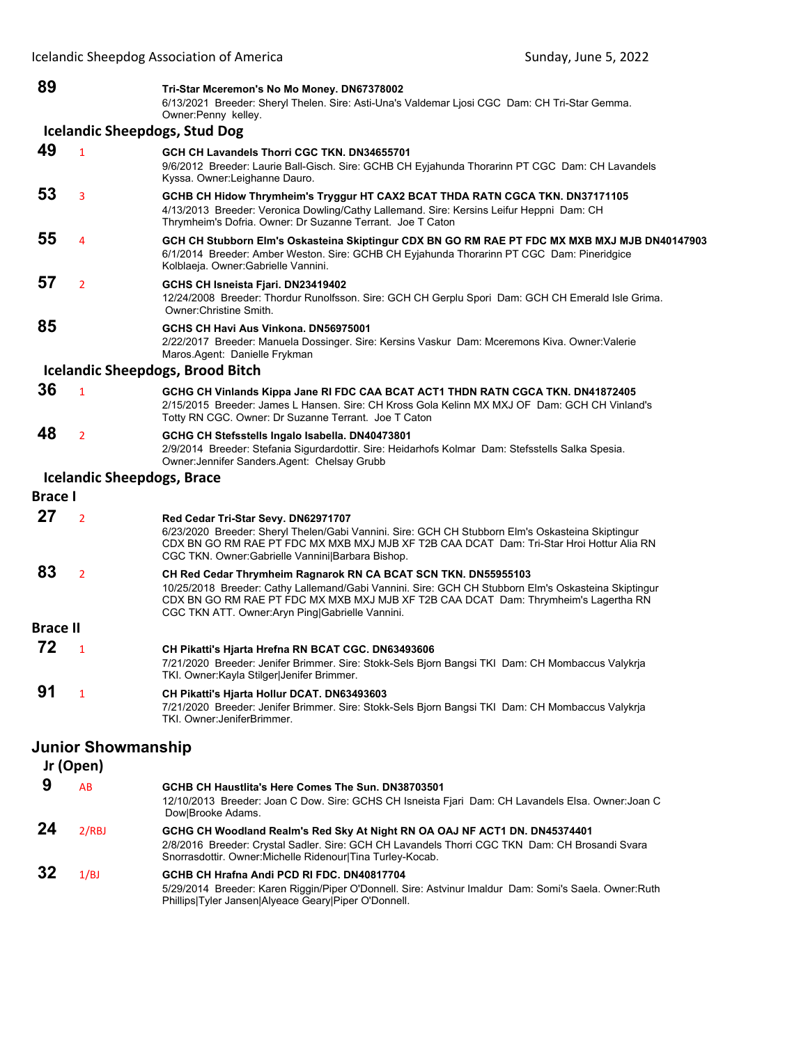**89** Tri-Star Mceremon's No Mo Money. DN67378002
6/13/2021 Breeder: Sheryl Thelen. Sire: Asti-Una's Valdemar Ljosi CGC Dam: CH Tri-Star Gemma. Owner:Penny kelley.

### Icelandic Sheepdogs, Stud Dog

**49** 1 **GCH CH Lavandels Thorri CGC TKN. DN34655701**
9/6/2012 Breeder: Laurie Ball-Gisch. Sire: GCHB CH Eyjahunda Thorarinn PT CGC Dam: CH Lavandels Kyssa. Owner:Leighanne Dauro.

**53** 3 **GCHB CH Hidow Thrymheim's Tryggur HT CAX2 BCAT THDA RATN CGCA TKN. DN37171105**
4/13/2013 Breeder: Veronica Dowling/Cathy Lallemand. Sire: Kersins Leifur Heppni Dam: CH Thrymheim's Dofria. Owner: Dr Suzanne Terrant. Joe T Caton

**55** 4 **GCH CH Stubborn Elm's Oskasteina Skiptingur CDX BN GO RM RAE PT FDC MX MXB MXJ MJB DN40147903**
6/1/2014 Breeder: Amber Weston. Sire: GCHB CH Eyjahunda Thorarinn PT CGC Dam: Pineridgice Kolblaeja. Owner:Gabrielle Vannini.

**57** 2 **GCHS CH Isneista Fjari. DN23419402**
12/24/2008 Breeder: Thordur Runolfsson. Sire: GCH CH Gerplu Spori Dam: GCH CH Emerald Isle Grima. Owner:Christine Smith.

**85** **GCHS CH Havi Aus Vinkona. DN56975001**
2/22/2017 Breeder: Manuela Dossinger. Sire: Kersins Vaskur Dam: Mceremons Kiva. Owner:Valerie Maros.Agent: Danielle Frykman

### Icelandic Sheepdogs, Brood Bitch

**36** 1 **GCHG CH Vinlands Kippa Jane RI FDC CAA BCAT ACT1 THDN RATN CGCA TKN. DN41872405**
2/15/2015 Breeder: James L Hansen. Sire: CH Kross Gola Kelinn MX MXJ OF Dam: GCH CH Vinland's Totty RN CGC. Owner: Dr Suzanne Terrant. Joe T Caton

**48** 2 **GCHG CH Stefsstells Ingalo Isabella. DN40473801**
2/9/2014 Breeder: Stefania Sigurdardottir. Sire: Heidarhofs Kolmar Dam: Stefsstells Salka Spesia. Owner:Jennifer Sanders.Agent: Chelsay Grubb

### Icelandic Sheepdogs, Brace

**Brace I**

**27** 2 **Red Cedar Tri-Star Sevy. DN62971707**
6/23/2020 Breeder: Sheryl Thelen/Gabi Vannini. Sire: GCH CH Stubborn Elm's Oskasteina Skiptingur CDX BN GO RM RAE PT FDC MX MXB MXJ MJB XF T2B CAA DCAT Dam: Tri-Star Hroi Hottur Alia RN CGC TKN. Owner:Gabrielle Vannini|Barbara Bishop.

**83** 2 **CH Red Cedar Thrymheim Ragnarok RN CA BCAT SCN TKN. DN55955103**
10/25/2018 Breeder: Cathy Lallemand/Gabi Vannini. Sire: GCH CH Stubborn Elm's Oskasteina Skiptingur CDX BN GO RM RAE PT FDC MX MXB MXJ MJB XF T2B CAA DCAT Dam: Thrymheim's Lagertha RN CGC TKN ATT. Owner:Aryn Ping|Gabrielle Vannini.

**Brace II**

**72** 1 **CH Pikatti's Hjarta Hrefna RN BCAT CGC. DN63493606**
7/21/2020 Breeder: Jenifer Brimmer. Sire: Stokk-Sels Bjorn Bangsi TKI Dam: CH Mombaccus Valykrja TKI. Owner:Kayla Stilger|Jenifer Brimmer.

**91** 1 **CH Pikatti's Hjarta Hollur DCAT. DN63493603**
7/21/2020 Breeder: Jenifer Brimmer. Sire: Stokk-Sels Bjorn Bangsi TKI Dam: CH Mombaccus Valykrja TKI. Owner:JeniferBrimmer.

## Junior Showmanship

### Jr (Open)

**9** AB **GCHB CH Haustlita's Here Comes The Sun. DN38703501**
12/10/2013 Breeder: Joan C Dow. Sire: GCHS CH Isneista Fjari Dam: CH Lavandels Elsa. Owner:Joan C Dow|Brooke Adams.

**24** 2/RBJ **GCHG CH Woodland Realm's Red Sky At Night RN OA OAJ NF ACT1 DN. DN45374401**
2/8/2016 Breeder: Crystal Sadler. Sire: GCH CH Lavandels Thorri CGC TKN Dam: CH Brosandi Svara Snorrasdottir. Owner:Michelle Ridenour|Tina Turley-Kocab.

**32** 1/BJ **GCHB CH Hrafna Andi PCD RI FDC. DN40817704**
5/29/2014 Breeder: Karen Riggin/Piper O'Donnell. Sire: Astvinur Imaldur Dam: Somi's Saela. Owner:Ruth Phillips|Tyler Jansen|Alyeace Geary|Piper O'Donnell.